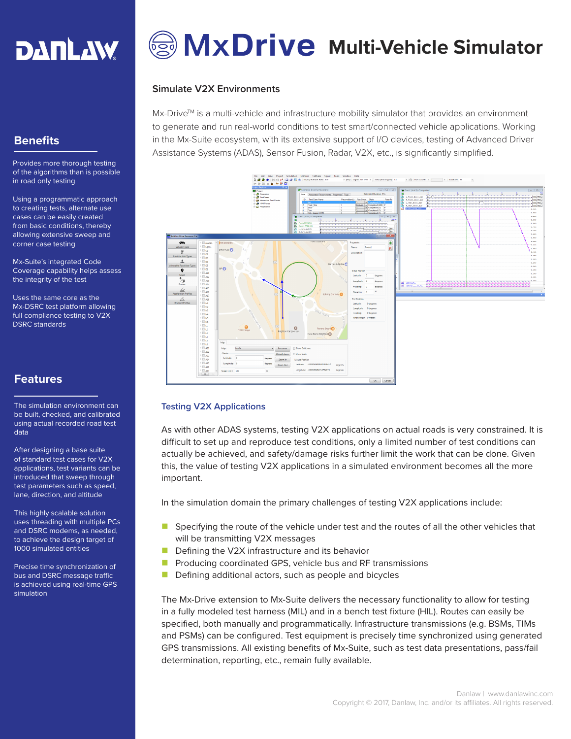# MxDrive Multi-Vehicle Simulator

## Simulate V2X Environments

Mx-Drive™ is a multi-vehicle and infrastructure mobility simulator that provides an environment to generate and run real-world conditions to test smart/connected vehicle applications. Working in the Mx-Suite ecosystem, with its extensive support of I/O devices, testing of Advanced Driver Assistance Systems (ADAS), Sensor Fusion, Radar, V2X, etc., is significantly simplified.

## Testing V2X Applications

As with other ADAS systems, testing V2X applications on actual roads is very constrained. It is difficult to set up and reproduce test conditions, only a limited number of test conditions can actually be achieved, and safety/damage risks further limit the work that can be done. Given this, the value of testing V2X applications in a simulated environment becomes all the more important.

In the simulation domain the primary challenges of testing V2X applications include:

- Specifying the route of the vehicle under test and the routes of all the other vehicles that will be transmitting V2X messages
- Defining the V2X infrastructure and its behavior
- Producing coordinated GPS, vehicle bus and RF transmissions
- Defining additional actors, such as people and bicycles

The Mx-Drive extension to Mx-Suite delivers the necessary functionality to allow for testing in a fully modeled test harness (MIL) and in a bench test fixture (HIL). Routes can easily be specified, both manually and programmatically. Infrastructure transmissions (e.g. BSMs, TIMs and PSMs) can be configured. Test equipment is precisely time synchronized using generated GPS transmissions. All existing benefits of Mx-Suite, such as test data presentations, pass/fail determination, reporting, etc., remain fully available.

## Benefits

Provides more thorough testing of the algorithms than is possible in road only testing

Using a programmatic approach to creating tests, alternate use cases can be easily created from basic conditions, thereby allowing extensive sweep and corner case testing

Mx-Suite's integrated Code Coverage capability helps assess the integrity of the test

Uses the same core as the Mx-DSRC test platform allowing full compliance testing to V2X DSRC standards

## Features

The simulation environment can be built, checked, and calibrated using actual recorded road test data

After designing a base suite of standard test cases for V2X applications, test variants can be introduced that sweep through test parameters such as speed, lane, direction, and altitude

This highly scalable solution uses threading with multiple PCs and DSRC modems, as needed, to achieve the design target of 1000 simulated entities

Precise time synchronization of bus and DSRC message traffic is achieved using real-time GPS simulation

Danlaw | www.danlawinc.com
Copyright © 2017, Danlaw, Inc. and/or its affiliates. All rights reserved.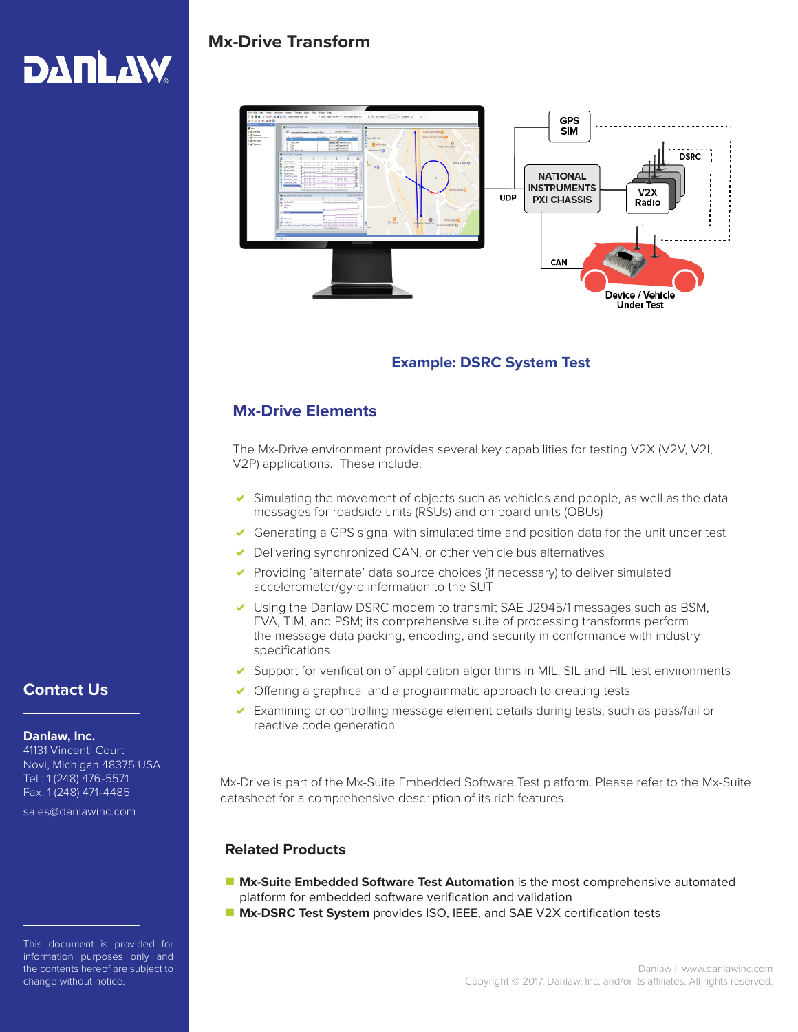# Mx-Drive Transform

GPS SIM

DSRC

NATIONAL INSTRUMENTS PXI CHASSIS

UDP

V2X Radio

CAN

Device / Vehicle Under Test

**Example: DSRC System Test**

## Mx-Drive Elements

The Mx-Drive environment provides several key capabilities for testing V2X (V2V, V2I, V2P) applications. These include:

- Simulating the movement of objects such as vehicles and people, as well as the data messages for roadside units (RSUs) and on-board units (OBUs)
- Generating a GPS signal with simulated time and position data for the unit under test
- Delivering synchronized CAN, or other vehicle bus alternatives
- Providing 'alternate' data source choices (if necessary) to deliver simulated accelerometer/gyro information to the SUT
- Using the Danlaw DSRC modem to transmit SAE J2945/1 messages such as BSM, EVA, TIM, and PSM; its comprehensive suite of processing transforms perform the message data packing, encoding, and security in conformance with industry specifications
- Support for verification of application algorithms in MIL, SIL and HIL test environments
- Offering a graphical and a programmatic approach to creating tests
- Examining or controlling message element details during tests, such as pass/fail or reactive code generation

Mx-Drive is part of the Mx-Suite Embedded Software Test platform. Please refer to the Mx-Suite datasheet for a comprehensive description of its rich features.

## Related Products

- **Mx-Suite Embedded Software Test Automation** is the most comprehensive automated platform for embedded software verification and validation
- **Mx-DSRC Test System** provides ISO, IEEE, and SAE V2X certification tests

## Contact Us

**Danlaw, Inc.**
41131 Vincenti Court
Novi, Michigan 48375 USA
Tel : 1 (248) 476-5571
Fax: 1 (248) 471-4485

sales@danlawinc.com

This document is provided for information purposes only and the contents hereof are subject to change without notice.

Danlaw | www.danlawinc.com
Copyright © 2017, Danlaw, Inc. and/or its affiliates. All rights reserved.